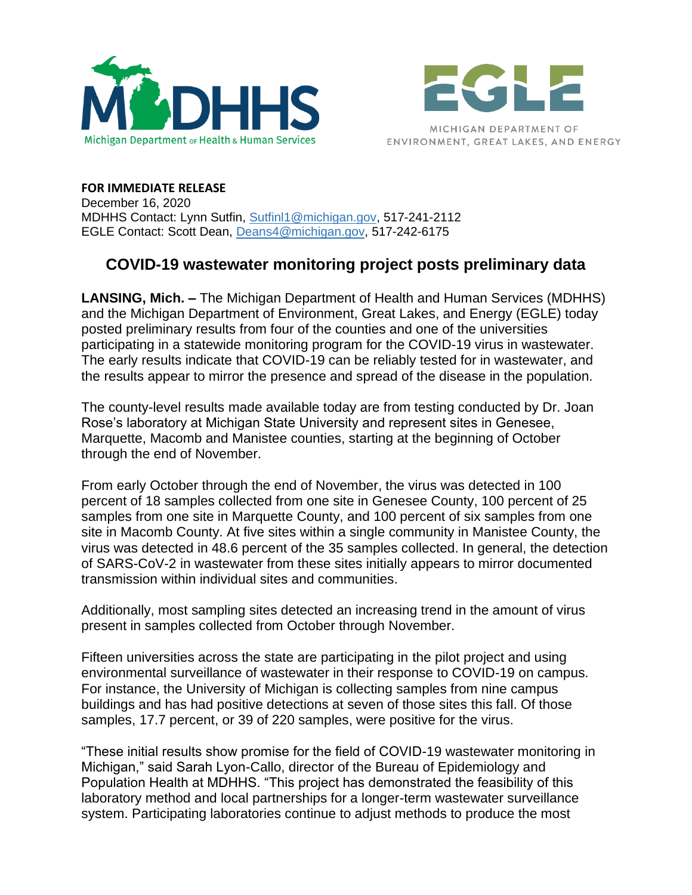Michigan Department of Health & Human Services

MICHIGAN DEPARTMENT OF ENVIRONMENT, GREAT LAKES, AND ENERGY

**FOR IMMEDIATE RELEASE**
December 16, 2020
MDHHS Contact: Lynn Sutfin, Sutfinl1@michigan.gov, 517-241-2112
EGLE Contact: Scott Dean, Deans4@michigan.gov, 517-242-6175

# COVID-19 wastewater monitoring project posts preliminary data

**LANSING, Mich. –** The Michigan Department of Health and Human Services (MDHHS) and the Michigan Department of Environment, Great Lakes, and Energy (EGLE) today posted preliminary results from four of the counties and one of the universities participating in a statewide monitoring program for the COVID-19 virus in wastewater. The early results indicate that COVID-19 can be reliably tested for in wastewater, and the results appear to mirror the presence and spread of the disease in the population.

The county-level results made available today are from testing conducted by Dr. Joan Rose's laboratory at Michigan State University and represent sites in Genesee, Marquette, Macomb and Manistee counties, starting at the beginning of October through the end of November.

From early October through the end of November, the virus was detected in 100 percent of 18 samples collected from one site in Genesee County, 100 percent of 25 samples from one site in Marquette County, and 100 percent of six samples from one site in Macomb County. At five sites within a single community in Manistee County, the virus was detected in 48.6 percent of the 35 samples collected. In general, the detection of SARS-CoV-2 in wastewater from these sites initially appears to mirror documented transmission within individual sites and communities.

Additionally, most sampling sites detected an increasing trend in the amount of virus present in samples collected from October through November.

Fifteen universities across the state are participating in the pilot project and using environmental surveillance of wastewater in their response to COVID-19 on campus. For instance, the University of Michigan is collecting samples from nine campus buildings and has had positive detections at seven of those sites this fall. Of those samples, 17.7 percent, or 39 of 220 samples, were positive for the virus.

"These initial results show promise for the field of COVID-19 wastewater monitoring in Michigan," said Sarah Lyon-Callo, director of the Bureau of Epidemiology and Population Health at MDHHS. "This project has demonstrated the feasibility of this laboratory method and local partnerships for a longer-term wastewater surveillance system. Participating laboratories continue to adjust methods to produce the most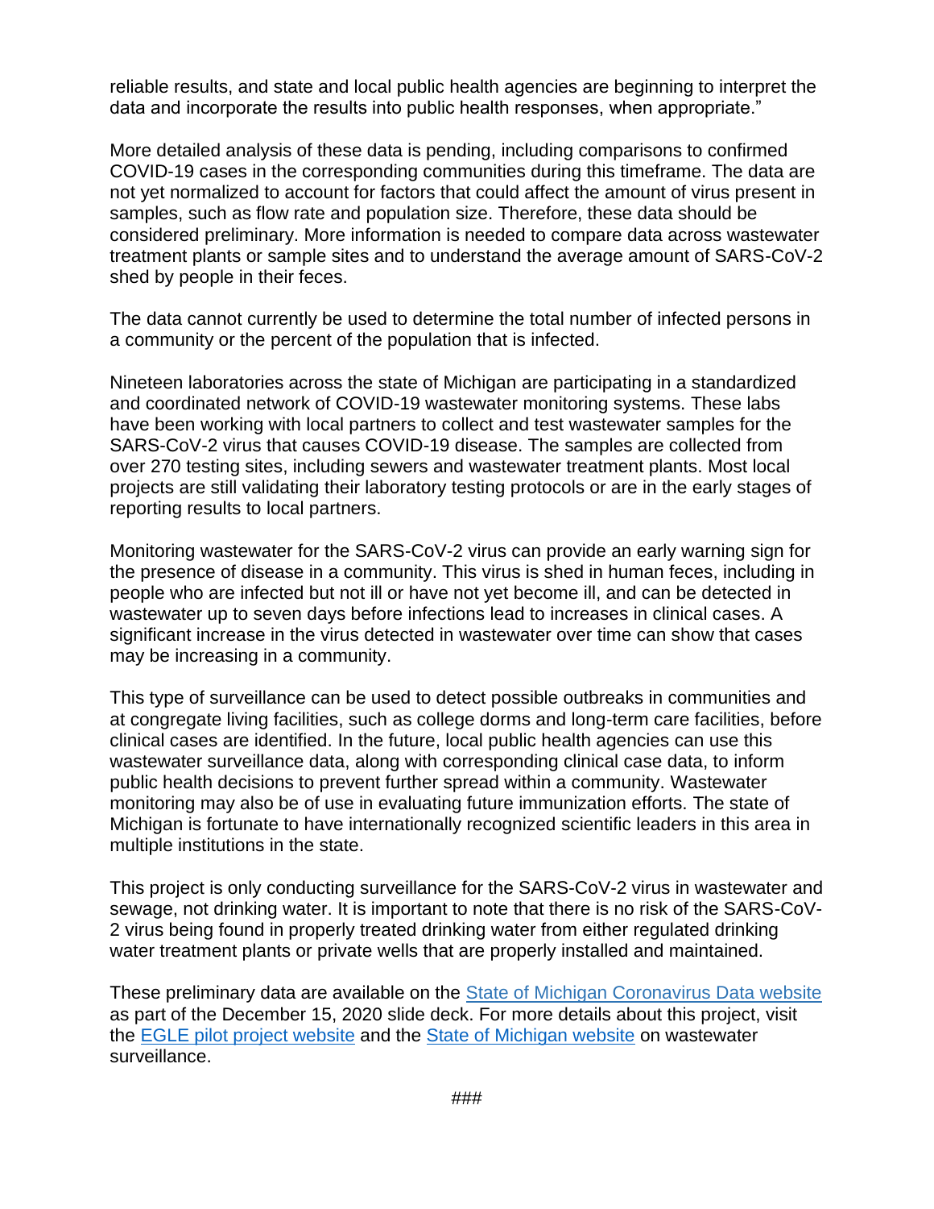reliable results, and state and local public health agencies are beginning to interpret the data and incorporate the results into public health responses, when appropriate."

More detailed analysis of these data is pending, including comparisons to confirmed COVID-19 cases in the corresponding communities during this timeframe. The data are not yet normalized to account for factors that could affect the amount of virus present in samples, such as flow rate and population size. Therefore, these data should be considered preliminary. More information is needed to compare data across wastewater treatment plants or sample sites and to understand the average amount of SARS-CoV-2 shed by people in their feces.

The data cannot currently be used to determine the total number of infected persons in a community or the percent of the population that is infected.

Nineteen laboratories across the state of Michigan are participating in a standardized and coordinated network of COVID-19 wastewater monitoring systems. These labs have been working with local partners to collect and test wastewater samples for the SARS-CoV-2 virus that causes COVID-19 disease. The samples are collected from over 270 testing sites, including sewers and wastewater treatment plants. Most local projects are still validating their laboratory testing protocols or are in the early stages of reporting results to local partners.

Monitoring wastewater for the SARS-CoV-2 virus can provide an early warning sign for the presence of disease in a community. This virus is shed in human feces, including in people who are infected but not ill or have not yet become ill, and can be detected in wastewater up to seven days before infections lead to increases in clinical cases. A significant increase in the virus detected in wastewater over time can show that cases may be increasing in a community.

This type of surveillance can be used to detect possible outbreaks in communities and at congregate living facilities, such as college dorms and long-term care facilities, before clinical cases are identified. In the future, local public health agencies can use this wastewater surveillance data, along with corresponding clinical case data, to inform public health decisions to prevent further spread within a community. Wastewater monitoring may also be of use in evaluating future immunization efforts. The state of Michigan is fortunate to have internationally recognized scientific leaders in this area in multiple institutions in the state.

This project is only conducting surveillance for the SARS-CoV-2 virus in wastewater and sewage, not drinking water. It is important to note that there is no risk of the SARS-CoV-2 virus being found in properly treated drinking water from either regulated drinking water treatment plants or private wells that are properly installed and maintained.

These preliminary data are available on the State of Michigan Coronavirus Data website as part of the December 15, 2020 slide deck. For more details about this project, visit the EGLE pilot project website and the State of Michigan website on wastewater surveillance.

###